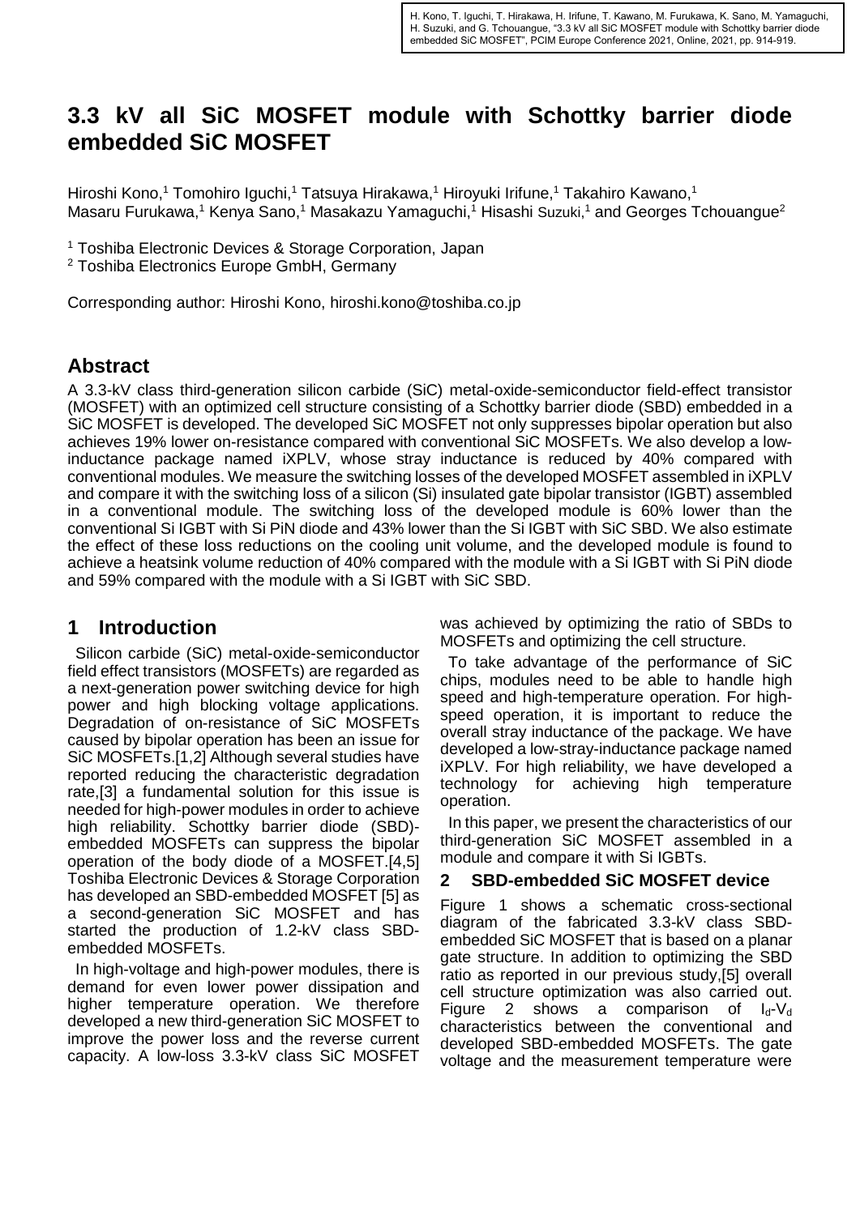H. Kono, T. Iguchi, T. Hirakawa, H. Irifune, T. Kawano, M. Furukawa, K. Sano, M. Yamaguchi, H. Suzuki, and G. Tchouangue, "3.3 kV all SiC MOSFET module with Schottky barrier diode embedded SiC MOSFET", PCIM Europe Conference 2021, Online, 2021, pp. 914-919.

# 3.3 kV all SiC MOSFET module with Schottky barrier diode embedded SiC MOSFET

Hiroshi Kono,[1] Tomohiro Iguchi,[1] Tatsuya Hirakawa,[1] Hiroyuki Irifune,[1] Takahiro Kawano,[1] Masaru Furukawa,[1] Kenya Sano,[1] Masakazu Yamaguchi,[1] Hisashi Suzuki,[1] and Georges Tchouangue[2]

[1] Toshiba Electronic Devices & Storage Corporation, Japan
[2] Toshiba Electronics Europe GmbH, Germany

Corresponding author: Hiroshi Kono, hiroshi.kono@toshiba.co.jp

## Abstract

A 3.3-kV class third-generation silicon carbide (SiC) metal-oxide-semiconductor field-effect transistor (MOSFET) with an optimized cell structure consisting of a Schottky barrier diode (SBD) embedded in a SiC MOSFET is developed. The developed SiC MOSFET not only suppresses bipolar operation but also achieves 19% lower on-resistance compared with conventional SiC MOSFETs. We also develop a low-inductance package named iXPLV, whose stray inductance is reduced by 40% compared with conventional modules. We measure the switching losses of the developed MOSFET assembled in iXPLV and compare it with the switching loss of a silicon (Si) insulated gate bipolar transistor (IGBT) assembled in a conventional module. The switching loss of the developed module is 60% lower than the conventional Si IGBT with Si PiN diode and 43% lower than the Si IGBT with SiC SBD. We also estimate the effect of these loss reductions on the cooling unit volume, and the developed module is found to achieve a heatsink volume reduction of 40% compared with the module with a Si IGBT with Si PiN diode and 59% compared with the module with a Si IGBT with SiC SBD.

## 1 Introduction

Silicon carbide (SiC) metal-oxide-semiconductor field effect transistors (MOSFETs) are regarded as a next-generation power switching device for high power and high blocking voltage applications. Degradation of on-resistance of SiC MOSFETs caused by bipolar operation has been an issue for SiC MOSFETs.[1,2] Although several studies have reported reducing the characteristic degradation rate,[3] a fundamental solution for this issue is needed for high-power modules in order to achieve high reliability. Schottky barrier diode (SBD)-embedded MOSFETs can suppress the bipolar operation of the body diode of a MOSFET.[4,5] Toshiba Electronic Devices & Storage Corporation has developed an SBD-embedded MOSFET [5] as a second-generation SiC MOSFET and has started the production of 1.2-kV class SBD-embedded MOSFETs.

In high-voltage and high-power modules, there is demand for even lower power dissipation and higher temperature operation. We therefore developed a new third-generation SiC MOSFET to improve the power loss and the reverse current capacity. A low-loss 3.3-kV class SiC MOSFET was achieved by optimizing the ratio of SBDs to MOSFETs and optimizing the cell structure.

To take advantage of the performance of SiC chips, modules need to be able to handle high speed and high-temperature operation. For high-speed operation, it is important to reduce the overall stray inductance of the package. We have developed a low-stray-inductance package named iXPLV. For high reliability, we have developed a technology for achieving high temperature operation.

In this paper, we present the characteristics of our third-generation SiC MOSFET assembled in a module and compare it with Si IGBTs.

## 2 SBD-embedded SiC MOSFET device

Figure 1 shows a schematic cross-sectional diagram of the fabricated 3.3-kV class SBD-embedded SiC MOSFET that is based on a planar gate structure. In addition to optimizing the SBD ratio as reported in our previous study,[5] overall cell structure optimization was also carried out. Figure 2 shows a comparison of $I_d$-$V_d$ characteristics between the conventional and developed SBD-embedded MOSFETs. The gate voltage and the measurement temperature were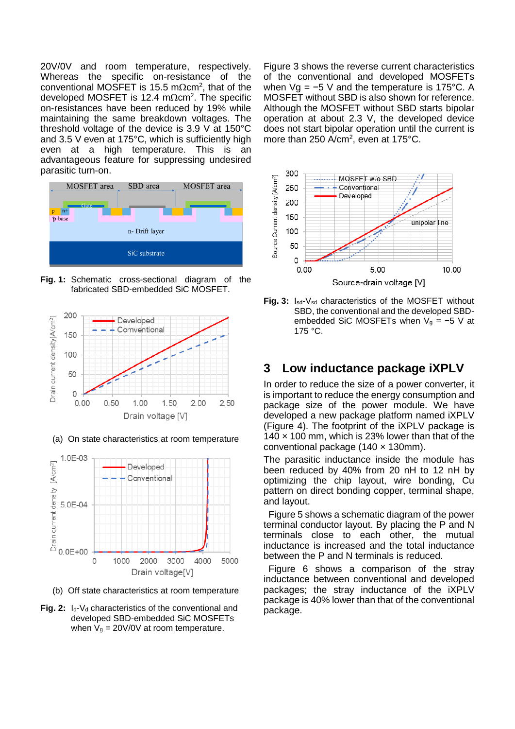20V/0V and room temperature, respectively. Whereas the specific on-resistance of the conventional MOSFET is 15.5 mΩcm$^2$, that of the developed MOSFET is 12.4 mΩcm$^2$. The specific on-resistances have been reduced by 19% while maintaining the same breakdown voltages. The threshold voltage of the device is 3.9 V at 150°C and 3.5 V even at 175°C, which is sufficiently high even at a high temperature. This is an advantageous feature for suppressing undesired parasitic turn-on.

**Fig. 1:** Schematic cross-sectional diagram of the fabricated SBD-embedded SiC MOSFET.

(a) On state characteristics at room temperature

(b) Off state characteristics at room temperature

**Fig. 2:** $I_d$-$V_d$ characteristics of the conventional and developed SBD-embedded SiC MOSFETs when $V_g$ = 20V/0V at room temperature.

Figure 3 shows the reverse current characteristics of the conventional and developed MOSFETs when Vg = −5 V and the temperature is 175°C. A MOSFET without SBD is also shown for reference. Although the MOSFET without SBD starts bipolar operation at about 2.3 V, the developed device does not start bipolar operation until the current is more than 250 A/cm$^2$, even at 175°C.

**Fig. 3:** $I_{sd}$-$V_{sd}$ characteristics of the MOSFET without SBD, the conventional and the developed SBD-embedded SiC MOSFETs when $V_g$ = −5 V at 175 °C.

## 3 Low inductance package iXPLV

In order to reduce the size of a power converter, it is important to reduce the energy consumption and package size of the power module. We have developed a new package platform named iXPLV (Figure 4). The footprint of the iXPLV package is 140 × 100 mm, which is 23% lower than that of the conventional package (140 × 130mm).

The parasitic inductance inside the module has been reduced by 40% from 20 nH to 12 nH by optimizing the chip layout, wire bonding, Cu pattern on direct bonding copper, terminal shape, and layout.

Figure 5 shows a schematic diagram of the power terminal conductor layout. By placing the P and N terminals close to each other, the mutual inductance is increased and the total inductance between the P and N terminals is reduced.

Figure 6 shows a comparison of the stray inductance between conventional and developed packages; the stray inductance of the iXPLV package is 40% lower than that of the conventional package.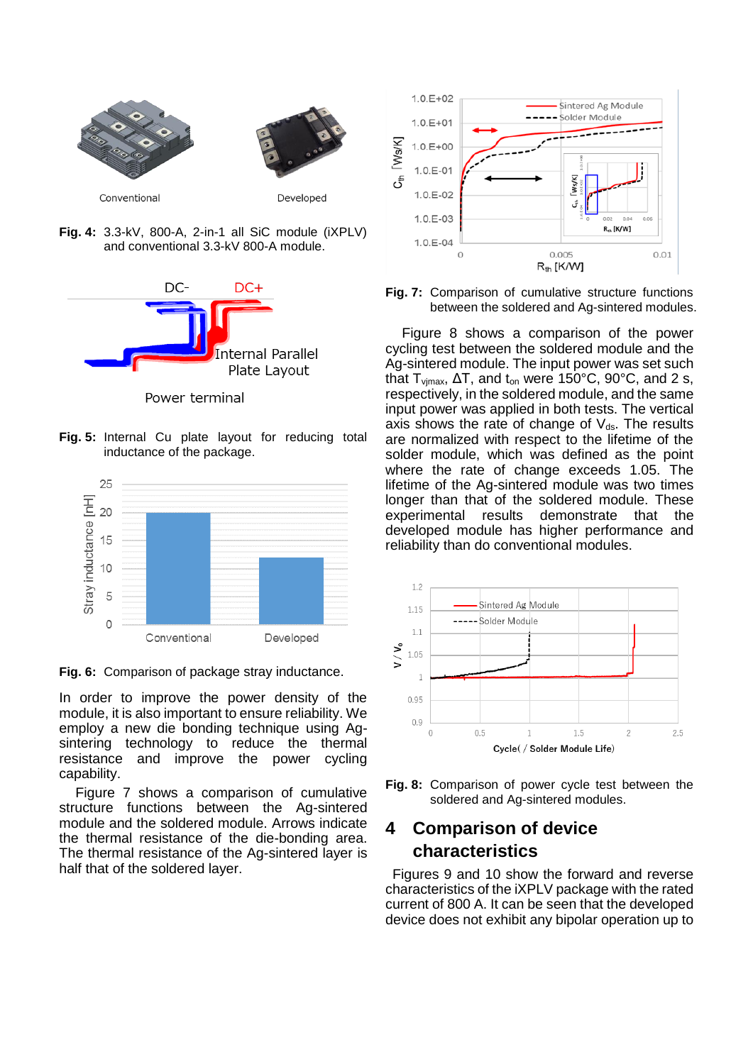**Fig. 4:** 3.3-kV, 800-A, 2-in-1 all SiC module (iXPLV) and conventional 3.3-kV 800-A module.

**Fig. 5:** Internal Cu plate layout for reducing total inductance of the package.

**Fig. 6:** Comparison of package stray inductance.

In order to improve the power density of the module, it is also important to ensure reliability. We employ a new die bonding technique using Ag-sintering technology to reduce the thermal resistance and improve the power cycling capability.

Figure 7 shows a comparison of cumulative structure functions between the Ag-sintered module and the soldered module. Arrows indicate the thermal resistance of the die-bonding area. The thermal resistance of the Ag-sintered layer is half that of the soldered layer.

**Fig. 7:** Comparison of cumulative structure functions between the soldered and Ag-sintered modules.

Figure 8 shows a comparison of the power cycling test between the soldered module and the Ag-sintered module. The input power was set such that $T_{vjmax}$, $\Delta T$, and $t_{on}$ were 150°C, 90°C, and 2 s, respectively, in the soldered module, and the same input power was applied in both tests. The vertical axis shows the rate of change of $V_{ds}$. The results are normalized with respect to the lifetime of the solder module, which was defined as the point where the rate of change exceeds 1.05. The lifetime of the Ag-sintered module was two times longer than that of the soldered module. These experimental results demonstrate that the developed module has higher performance and reliability than do conventional modules.

**Fig. 8:** Comparison of power cycle test between the soldered and Ag-sintered modules.

## 4 Comparison of device characteristics

Figures 9 and 10 show the forward and reverse characteristics of the iXPLV package with the rated current of 800 A. It can be seen that the developed device does not exhibit any bipolar operation up to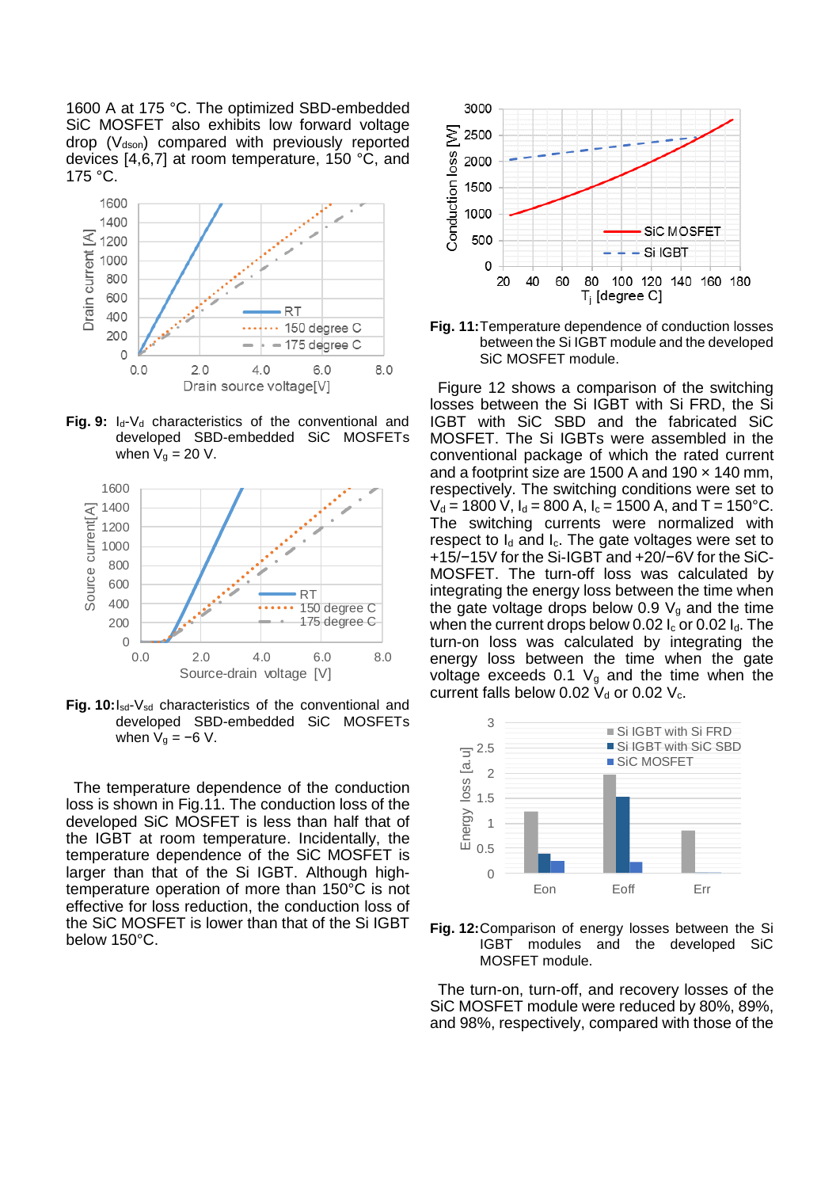1600 A at 175 °C. The optimized SBD-embedded SiC MOSFET also exhibits low forward voltage drop ($V_{dson}$) compared with previously reported devices [4,6,7] at room temperature, 150 °C, and 175 °C.

**Fig. 9:** $I_d$-$V_d$ characteristics of the conventional and developed SBD-embedded SiC MOSFETs when $V_g$ = 20 V.

**Fig. 10:** $I_{sd}$-$V_{sd}$ characteristics of the conventional and developed SBD-embedded SiC MOSFETs when $V_g$ = −6 V.

The temperature dependence of the conduction loss is shown in Fig.11. The conduction loss of the developed SiC MOSFET is less than half that of the IGBT at room temperature. Incidentally, the temperature dependence of the SiC MOSFET is larger than that of the Si IGBT. Although high-temperature operation of more than 150°C is not effective for loss reduction, the conduction loss of the SiC MOSFET is lower than that of the Si IGBT below 150°C.

**Fig. 11:** Temperature dependence of conduction losses between the Si IGBT module and the developed SiC MOSFET module.

Figure 12 shows a comparison of the switching losses between the Si IGBT with Si FRD, the Si IGBT with SiC SBD and the fabricated SiC MOSFET. The Si IGBTs were assembled in the conventional package of which the rated current and a footprint size are 1500 A and 190 × 140 mm, respectively. The switching conditions were set to $V_d$ = 1800 V, $I_d$ = 800 A, $I_c$ = 1500 A, and T = 150°C. The switching currents were normalized with respect to $I_d$ and $I_c$. The gate voltages were set to +15/−15V for the Si-IGBT and +20/−6V for the SiC-MOSFET. The turn-off loss was calculated by integrating the energy loss between the time when the gate voltage drops below 0.9 $V_g$ and the time when the current drops below 0.02 $I_c$ or 0.02 $I_d$. The turn-on loss was calculated by integrating the energy loss between the time when the gate voltage exceeds 0.1 $V_g$ and the time when the current falls below 0.02 $V_d$ or 0.02 $V_c$.

**Fig. 12:** Comparison of energy losses between the Si IGBT modules and the developed SiC MOSFET module.

The turn-on, turn-off, and recovery losses of the SiC MOSFET module were reduced by 80%, 89%, and 98%, respectively, compared with those of the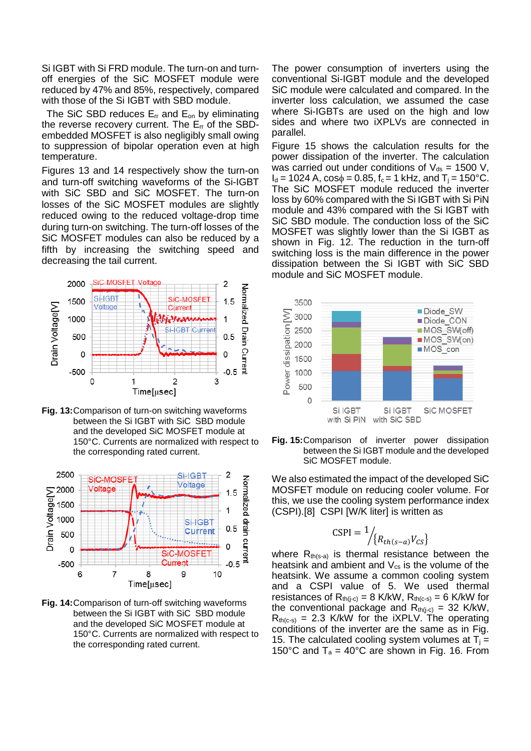Si IGBT with Si FRD module. The turn-on and turn-off energies of the SiC MOSFET module were reduced by 47% and 85%, respectively, compared with those of the Si IGBT with SBD module.

The SiC SBD reduces $E_{rr}$ and $E_{on}$ by eliminating the reverse recovery current. The $E_{rr}$ of the SBD-embedded MOSFET is also negligibly small owing to suppression of bipolar operation even at high temperature.

Figures 13 and 14 respectively show the turn-on and turn-off switching waveforms of the Si-IGBT with SiC SBD and SiC MOSFET. The turn-on losses of the SiC MOSFET modules are slightly reduced owing to the reduced voltage-drop time during turn-on switching. The turn-off losses of the SiC MOSFET modules can also be reduced by a fifth by increasing the switching speed and decreasing the tail current.

**Fig. 13:** Comparison of turn-on switching waveforms between the Si IGBT with SiC SBD module and the developed SiC MOSFET module at 150°C. Currents are normalized with respect to the corresponding rated current.

**Fig. 14:** Comparison of turn-off switching waveforms between the Si IGBT with SiC SBD module and the developed SiC MOSFET module at 150°C. Currents are normalized with respect to the corresponding rated current.

The power consumption of inverters using the conventional Si-IGBT module and the developed SiC module were calculated and compared. In the inverter loss calculation, we assumed the case where Si-IGBTs are used on the high and low sides and where two iXPLVs are connected in parallel.

Figure 15 shows the calculation results for the power dissipation of the inverter. The calculation was carried out under conditions of $V_{ds}$ = 1500 V, $I_d$ = 1024 A, cosϕ = 0.85, $f_c$ = 1 kHz, and $T_j$ = 150°C. The SiC MOSFET module reduced the inverter loss by 60% compared with the Si IGBT with Si PiN module and 43% compared with the Si IGBT with SiC SBD module. The conduction loss of the SiC MOSFET was slightly lower than the Si IGBT as shown in Fig. 12. The reduction in the turn-off switching loss is the main difference in the power dissipation between the Si IGBT with SiC SBD module and SiC MOSFET module.

**Fig. 15:** Comparison of inverter power dissipation between the Si IGBT module and the developed SiC MOSFET module.

We also estimated the impact of the developed SiC MOSFET module on reducing cooler volume. For this, we use the cooling system performance index (CSPI).[8] CSPI [W/K liter] is written as

$$\mathrm{CSPI} = {}^{1}\!\big/\!\{R_{th(s-a)} V_{CS}\}$$

where $R_{th(s\text{-}a)}$ is thermal resistance between the heatsink and ambient and $V_{cs}$ is the volume of the heatsink. We assume a common cooling system and a CSPI value of 5. We used thermal resistances of $R_{th(j\text{-}c)}$ = 8 K/kW, $R_{th(c\text{-}s)}$ = 6 K/kW for the conventional package and $R_{th(j\text{-}c)}$ = 32 K/kW, $R_{th(c\text{-}s)}$ = 2.3 K/kW for the iXPLV. The operating conditions of the inverter are the same as in Fig. 15. The calculated cooling system volumes at $T_j$ = 150°C and $T_a$ = 40°C are shown in Fig. 16. From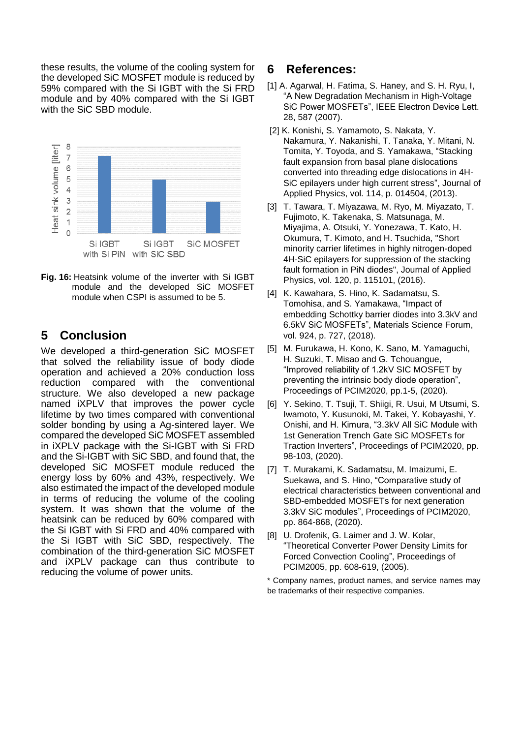these results, the volume of the cooling system for the developed SiC MOSFET module is reduced by 59% compared with the Si IGBT with the Si FRD module and by 40% compared with the Si IGBT with the SiC SBD module.

Heat sink volume [liter]
8
7
6
5
4
3
2
1
0
Si IGBT with Si PiN
Si IGBT with SiC SBD
SiC MOSFET

**Fig. 16:** Heatsink volume of the inverter with Si IGBT module and the developed SiC MOSFET module when CSPI is assumed to be 5.

## 5 Conclusion

We developed a third-generation SiC MOSFET that solved the reliability issue of body diode operation and achieved a 20% conduction loss reduction compared with the conventional structure. We also developed a new package named iXPLV that improves the power cycle lifetime by two times compared with conventional solder bonding by using a Ag-sintered layer. We compared the developed SiC MOSFET assembled in iXPLV package with the Si-IGBT with Si FRD and the Si-IGBT with SiC SBD, and found that, the developed SiC MOSFET module reduced the energy loss by 60% and 43%, respectively. We also estimated the impact of the developed module in terms of reducing the volume of the cooling system. It was shown that the volume of the heatsink can be reduced by 60% compared with the Si IGBT with Si FRD and 40% compared with the Si IGBT with SiC SBD, respectively. The combination of the third-generation SiC MOSFET and iXPLV package can thus contribute to reducing the volume of power units.

## 6 References:

[1] A. Agarwal, H. Fatima, S. Haney, and S. H. Ryu, I, "A New Degradation Mechanism in High-Voltage SiC Power MOSFETs", IEEE Electron Device Lett. 28, 587 (2007).

[2] K. Konishi, S. Yamamoto, S. Nakata, Y. Nakamura, Y. Nakanishi, T. Tanaka, Y. Mitani, N. Tomita, Y. Toyoda, and S. Yamakawa, "Stacking fault expansion from basal plane dislocations converted into threading edge dislocations in 4H-SiC epilayers under high current stress", Journal of Applied Physics, vol. 114, p. 014504, (2013).

[3] T. Tawara, T. Miyazawa, M. Ryo, M. Miyazato, T. Fujimoto, K. Takenaka, S. Matsunaga, M. Miyajima, A. Otsuki, Y. Yonezawa, T. Kato, H. Okumura, T. Kimoto, and H. Tsuchida, "Short minority carrier lifetimes in highly nitrogen-doped 4H-SiC epilayers for suppression of the stacking fault formation in PiN diodes", Journal of Applied Physics, vol. 120, p. 115101, (2016).

[4] K. Kawahara, S. Hino, K. Sadamatsu, S. Tomohisa, and S. Yamakawa, "Impact of embedding Schottky barrier diodes into 3.3kV and 6.5kV SiC MOSFETs", Materials Science Forum, vol. 924, p. 727, (2018).

[5] M. Furukawa, H. Kono, K. Sano, M. Yamaguchi, H. Suzuki, T. Misao and G. Tchouangue, "Improved reliability of 1.2kV SIC MOSFET by preventing the intrinsic body diode operation", Proceedings of PCIM2020, pp.1-5, (2020).

[6] Y. Sekino, T. Tsuji, T. Shiigi, R. Usui, M Utsumi, S. Iwamoto, Y. Kusunoki, M. Takei, Y. Kobayashi, Y. Onishi, and H. Kimura, "3.3kV All SiC Module with 1st Generation Trench Gate SiC MOSFETs for Traction Inverters", Proceedings of PCIM2020, pp. 98-103, (2020).

[7] T. Murakami, K. Sadamatsu, M. Imaizumi, E. Suekawa, and S. Hino, "Comparative study of electrical characteristics between conventional and SBD-embedded MOSFETs for next generation 3.3kV SiC modules", Proceedings of PCIM2020, pp. 864-868, (2020).

[8] U. Drofenik, G. Laimer and J. W. Kolar, "Theoretical Converter Power Density Limits for Forced Convection Cooling", Proceedings of PCIM2005, pp. 608-619, (2005).

* Company names, product names, and service names may be trademarks of their respective companies.